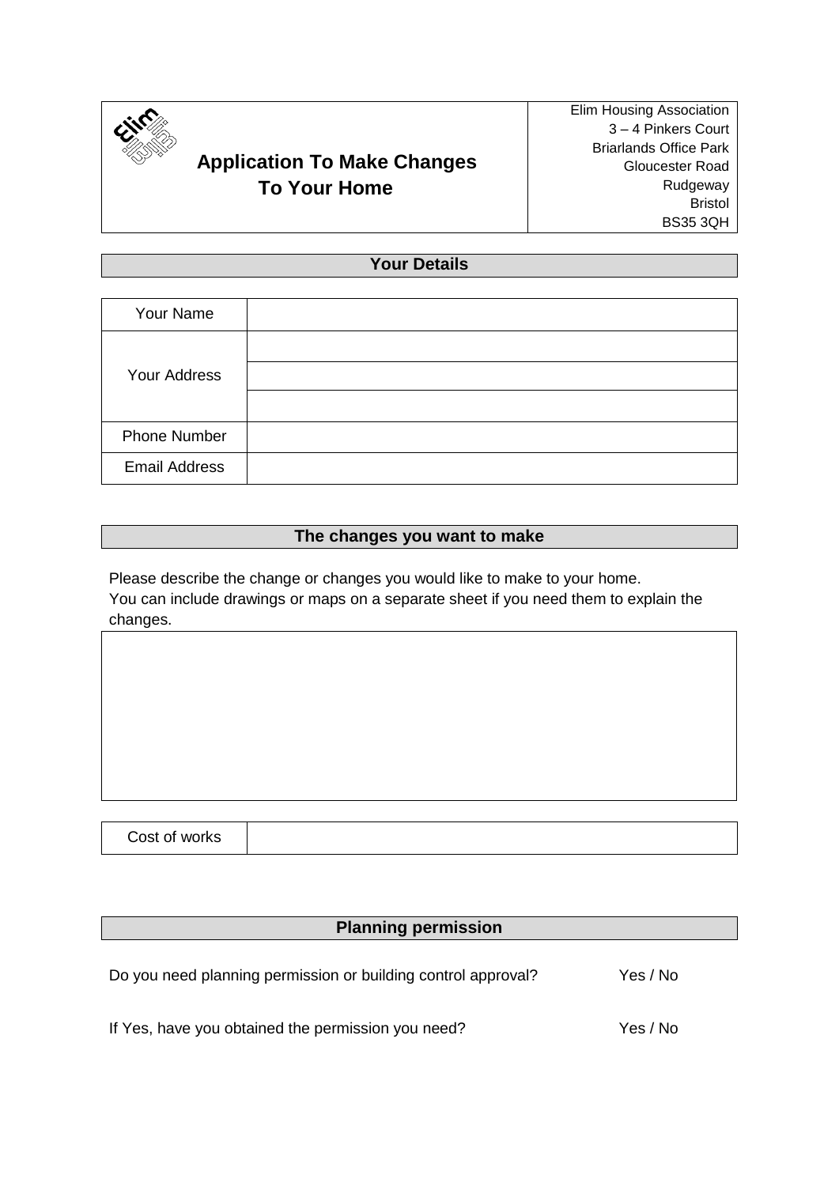# Application To Make Changes To Your Home

Elim Housing Association
3 – 4 Pinkers Court
Briarlands Office Park
Gloucester Road
Rudgeway
Bristol
BS35 3QH

## Your Details

| Your Name | |
|---|---|
| Your Address | |
| | |
| | |
| Phone Number | |
| Email Address | |

## The changes you want to make

Please describe the change or changes you would like to make to your home.
You can include drawings or maps on a separate sheet if you need them to explain the changes.

| |
|---|
| |

| Cost of works | |
|---|---|

## Planning permission

Do you need planning permission or building control approval? Yes / No

If Yes, have you obtained the permission you need? Yes / No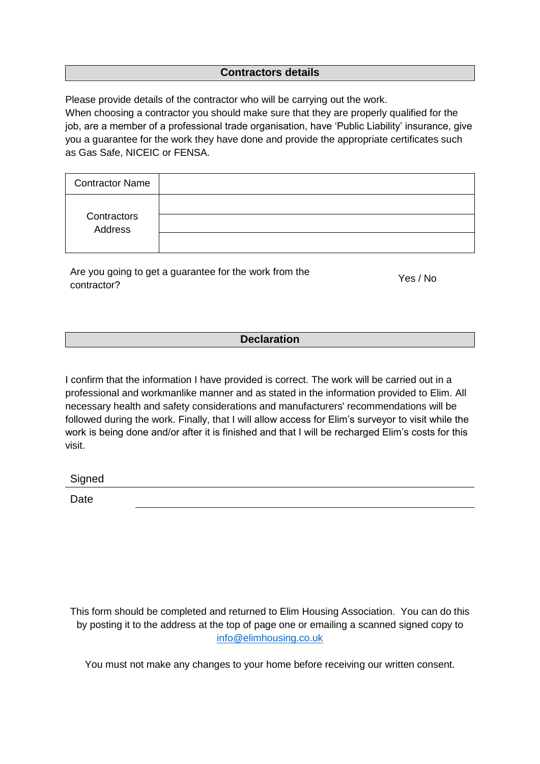## Contractors details

Please provide details of the contractor who will be carrying out the work.
When choosing a contractor you should make sure that they are properly qualified for the job, are a member of a professional trade organisation, have 'Public Liability' insurance, give you a guarantee for the work they have done and provide the appropriate certificates such as Gas Safe, NICEIC or FENSA.

| | |
|---|---|
| Contractor Name | |
| Contractors Address | |
| | |
| | |

Are you going to get a guarantee for the work from the contractor? Yes / No

## Declaration

I confirm that the information I have provided is correct. The work will be carried out in a professional and workmanlike manner and as stated in the information provided to Elim. All necessary health and safety considerations and manufacturers' recommendations will be followed during the work. Finally, that I will allow access for Elim's surveyor to visit while the work is being done and/or after it is finished and that I will be recharged Elim's costs for this visit.

Signed ______________________________

Date ______________________________

This form should be completed and returned to Elim Housing Association. You can do this by posting it to the address at the top of page one or emailing a scanned signed copy to info@elimhousing.co.uk

You must not make any changes to your home before receiving our written consent.